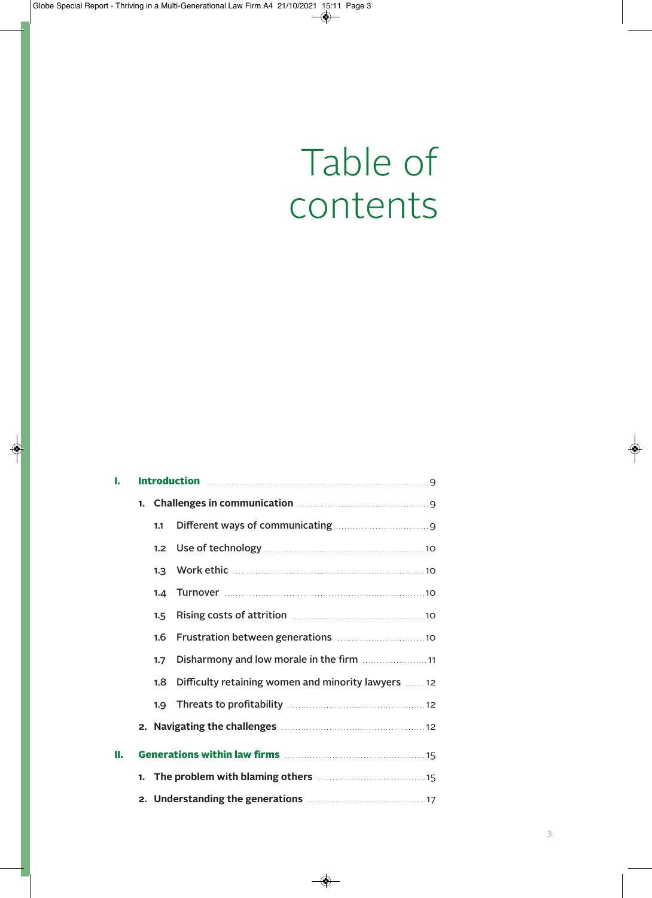# Table of contents

- **I. Introduction** ... 9
  - **1. Challenges in communication** ... 9
    - 1.1 Different ways of communicating ... 9
    - 1.2 Use of technology ... 10
    - 1.3 Work ethic ... 10
    - 1.4 Turnover ... 10
    - 1.5 Rising costs of attrition ... 10
    - 1.6 Frustration between generations ... 10
    - 1.7 Disharmony and low morale in the firm ... 11
    - 1.8 Difficulty retaining women and minority lawyers ... 12
    - 1.9 Threats to profitability ... 12
  - **2. Navigating the challenges** ... 12
- **II. Generations within law firms** ... 15
  - **1. The problem with blaming others** ... 15
  - **2. Understanding the generations** ... 17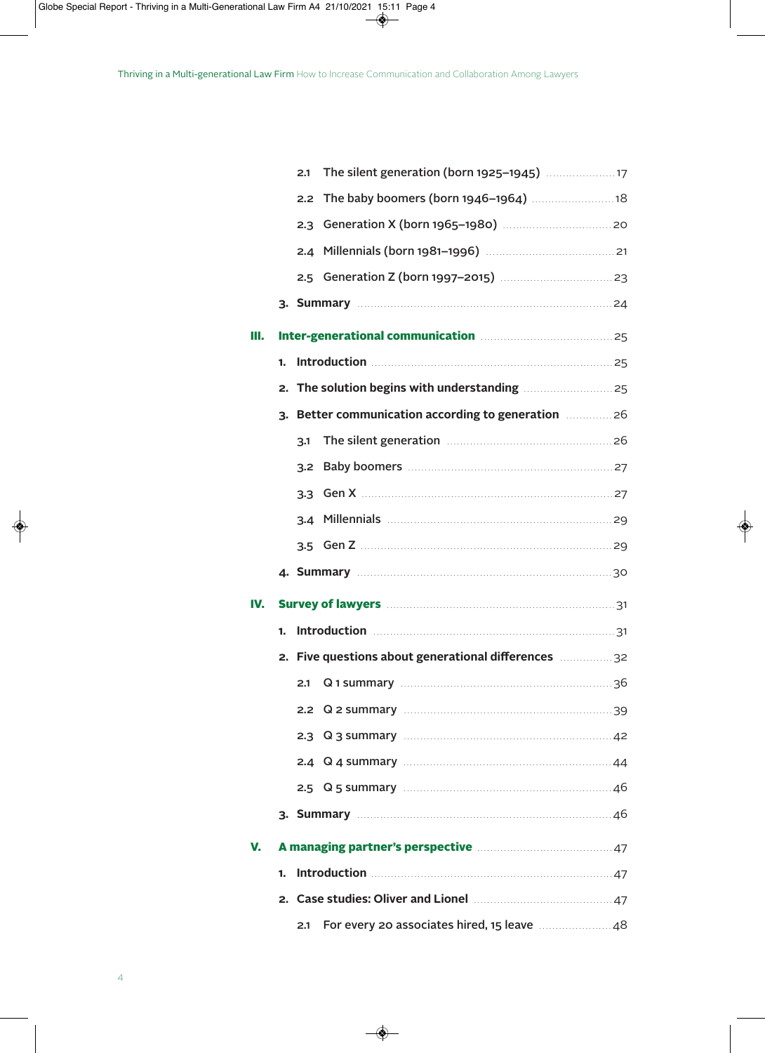2.1 The silent generation (born 1925–1945) ..................... 17

2.2 The baby boomers (born 1946–1964) ..................... 18

2.3 Generation X (born 1965–1980) ..................... 20

2.4 Millennials (born 1981–1996) ..................... 21

2.5 Generation Z (born 1997–2015) ..................... 23

3. **Summary** ..................... 24

**III. Inter-generational communication** ..................... 25

1. **Introduction** ..................... 25

2. **The solution begins with understanding** ..................... 25

3. **Better communication according to generation** ..................... 26

3.1 The silent generation ..................... 26

3.2 Baby boomers ..................... 27

3.3 Gen X ..................... 27

3.4 Millennials ..................... 29

3.5 Gen Z ..................... 29

4. **Summary** ..................... 30

**IV. Survey of lawyers** ..................... 31

1. **Introduction** ..................... 31

2. **Five questions about generational differences** ..................... 32

2.1 Q 1 summary ..................... 36

2.2 Q 2 summary ..................... 39

2.3 Q 3 summary ..................... 42

2.4 Q 4 summary ..................... 44

2.5 Q 5 summary ..................... 46

3. **Summary** ..................... 46

**V. A managing partner's perspective** ..................... 47

1. **Introduction** ..................... 47

2. **Case studies: Oliver and Lionel** ..................... 47

2.1 For every 20 associates hired, 15 leave ..................... 48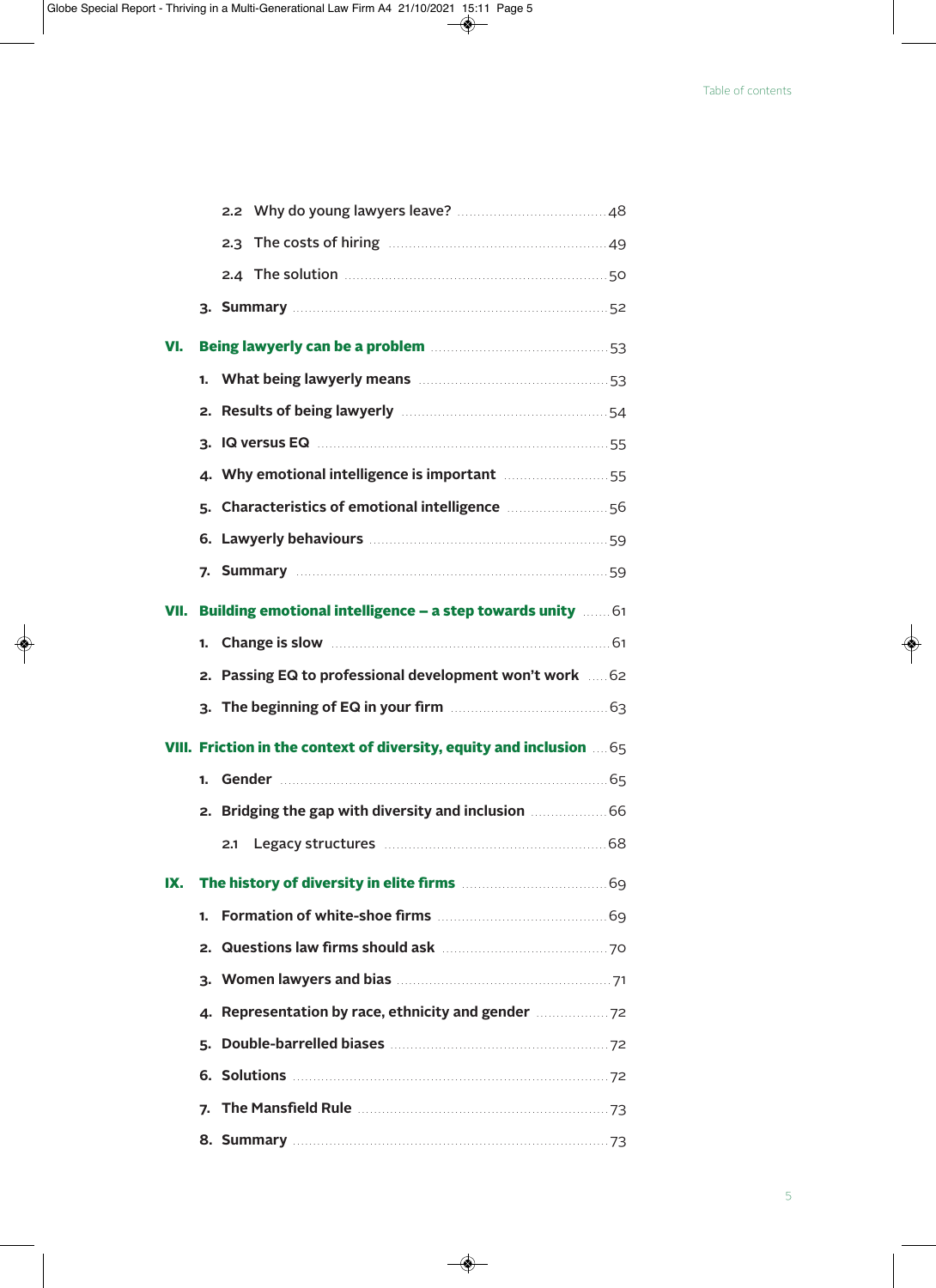- 2.2 Why do young lawyers leave? ..... 48
- 2.3 The costs of hiring ..... 49
- 2.4 The solution ..... 50

3. **Summary** ..... 52

**VI. Being lawyerly can be a problem** ..... 53

1. **What being lawyerly means** ..... 53
2. **Results of being lawyerly** ..... 54
3. **IQ versus EQ** ..... 55
4. **Why emotional intelligence is important** ..... 55
5. **Characteristics of emotional intelligence** ..... 56
6. **Lawyerly behaviours** ..... 59
7. **Summary** ..... 59

**VII. Building emotional intelligence – a step towards unity** ..... 61

1. **Change is slow** ..... 61
2. **Passing EQ to professional development won't work** ..... 62
3. **The beginning of EQ in your firm** ..... 63

**VIII. Friction in the context of diversity, equity and inclusion** ..... 65

1. **Gender** ..... 65
2. **Bridging the gap with diversity and inclusion** ..... 66
   - 2.1 Legacy structures ..... 68

**IX. The history of diversity in elite firms** ..... 69

1. **Formation of white-shoe firms** ..... 69
2. **Questions law firms should ask** ..... 70
3. **Women lawyers and bias** ..... 71
4. **Representation by race, ethnicity and gender** ..... 72
5. **Double-barrelled biases** ..... 72
6. **Solutions** ..... 72
7. **The Mansfield Rule** ..... 73
8. **Summary** ..... 73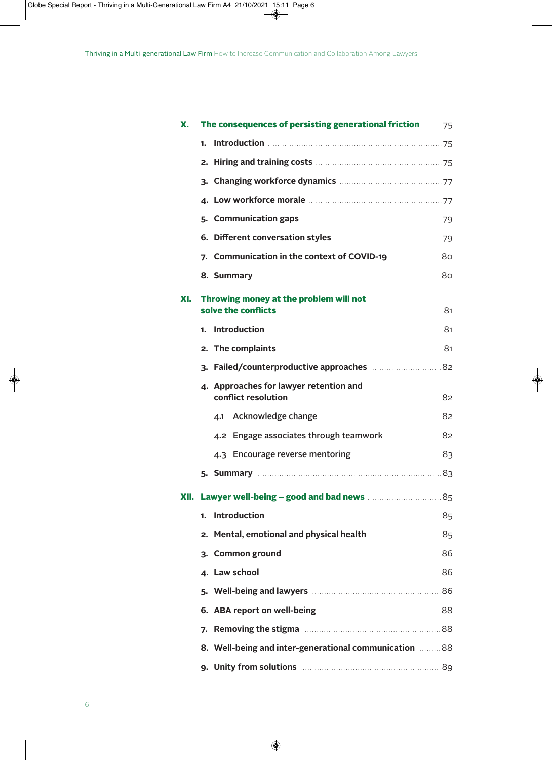**X. The consequences of persisting generational friction** ........ 75

1. Introduction ........ 75
2. Hiring and training costs ........ 75
3. Changing workforce dynamics ........ 77
4. Low workforce morale ........ 77
5. Communication gaps ........ 79
6. Different conversation styles ........ 79
7. Communication in the context of COVID-19 ........ 80
8. Summary ........ 80

**XI. Throwing money at the problem will not solve the conflicts** ........ 81

1. Introduction ........ 81
2. The complaints ........ 81
3. Failed/counterproductive approaches ........ 82
4. Approaches for lawyer retention and conflict resolution ........ 82
   - 4.1 Acknowledge change ........ 82
   - 4.2 Engage associates through teamwork ........ 82
   - 4.3 Encourage reverse mentoring ........ 83
5. Summary ........ 83

**XII. Lawyer well-being – good and bad news** ........ 85

1. Introduction ........ 85
2. Mental, emotional and physical health ........ 85
3. Common ground ........ 86
4. Law school ........ 86
5. Well-being and lawyers ........ 86
6. ABA report on well-being ........ 88
7. Removing the stigma ........ 88
8. Well-being and inter-generational communication ........ 88
9. Unity from solutions ........ 89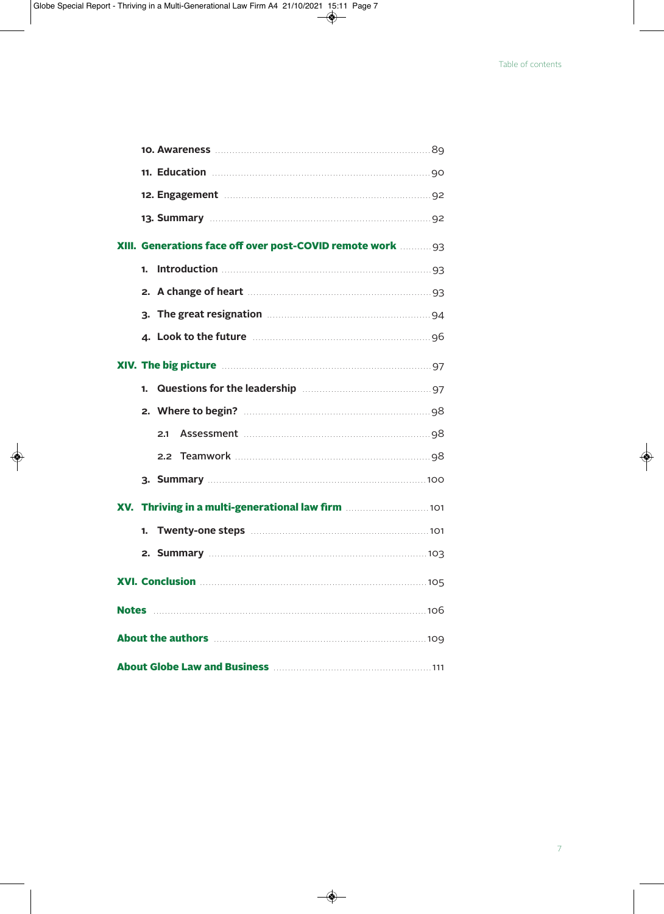10. **Awareness** .......... 89

11. **Education** .......... 90

12. **Engagement** .......... 92

13. **Summary** .......... 92

**XIII. Generations face off over post-COVID remote work** .......... 93

1. **Introduction** .......... 93

2. **A change of heart** .......... 93

3. **The great resignation** .......... 94

4. **Look to the future** .......... 96

**XIV. The big picture** .......... 97

1. **Questions for the leadership** .......... 97

2. **Where to begin?** .......... 98

   2.1 Assessment .......... 98

   2.2 Teamwork .......... 98

3. **Summary** .......... 100

**XV. Thriving in a multi-generational law firm** .......... 101

1. **Twenty-one steps** .......... 101

2. **Summary** .......... 103

**XVI. Conclusion** .......... 105

**Notes** .......... 106

**About the authors** .......... 109

**About Globe Law and Business** .......... 111